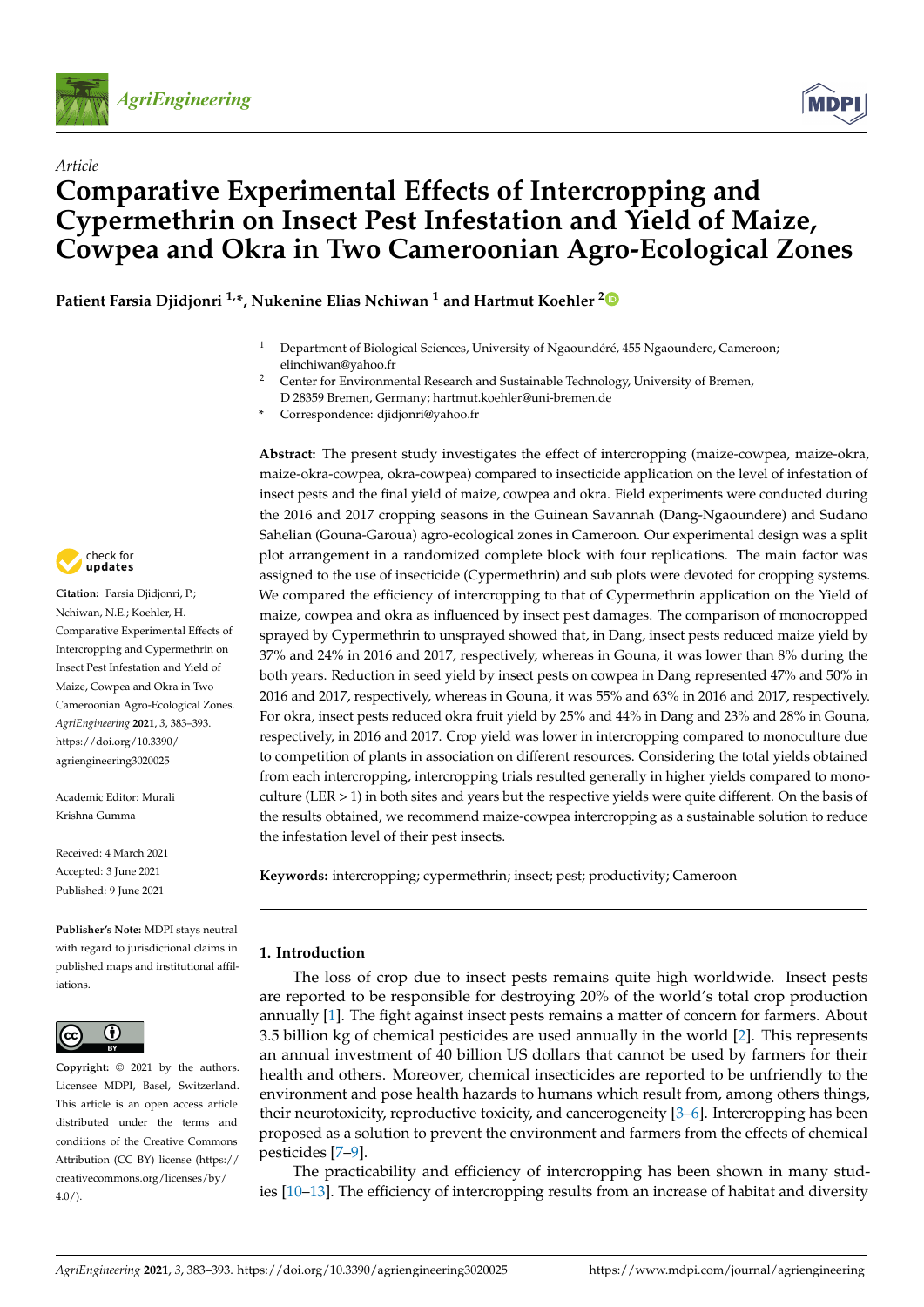Article

# Comparative Experimental Effects of Intercropping and Cypermethrin on Insect Pest Infestation and Yield of Maize, Cowpea and Okra in Two Cameroonian Agro-Ecological Zones

**Patient Farsia Djidjonri [1,*], Nukenine Elias Nchiwan [1] and Hartmut Koehler [2]**

[1] Department of Biological Sciences, University of Ngaoundéré, 455 Ngaoundere, Cameroon; elinchiwan@yahoo.fr

[2] Center for Environmental Research and Sustainable Technology, University of Bremen, D 28359 Bremen, Germany; hartmut.koehler@uni-bremen.de

\* Correspondence: djidjonri@yahoo.fr

**Citation:** Farsia Djidjonri, P.; Nchiwan, N.E.; Koehler, H. Comparative Experimental Effects of Intercropping and Cypermethrin on Insect Pest Infestation and Yield of Maize, Cowpea and Okra in Two Cameroonian Agro-Ecological Zones. *AgriEngineering* **2021**, *3*, 383–393. https://doi.org/10.3390/agriengineering3020025

Academic Editor: Murali Krishna Gumma

Received: 4 March 2021
Accepted: 3 June 2021
Published: 9 June 2021

**Publisher's Note:** MDPI stays neutral with regard to jurisdictional claims in published maps and institutional affiliations.

**Copyright:** © 2021 by the authors. Licensee MDPI, Basel, Switzerland. This article is an open access article distributed under the terms and conditions of the Creative Commons Attribution (CC BY) license (https://creativecommons.org/licenses/by/4.0/).

**Abstract:** The present study investigates the effect of intercropping (maize-cowpea, maize-okra, maize-okra-cowpea, okra-cowpea) compared to insecticide application on the level of infestation of insect pests and the final yield of maize, cowpea and okra. Field experiments were conducted during the 2016 and 2017 cropping seasons in the Guinean Savannah (Dang-Ngaoundere) and Sudano Sahelian (Gouna-Garoua) agro-ecological zones in Cameroon. Our experimental design was a split plot arrangement in a randomized complete block with four replications. The main factor was assigned to the use of insecticide (Cypermethrin) and sub plots were devoted for cropping systems. We compared the efficiency of intercropping to that of Cypermethrin application on the Yield of maize, cowpea and okra as influenced by insect pest damages. The comparison of monocropped sprayed by Cypermethrin to unsprayed showed that, in Dang, insect pests reduced maize yield by 37% and 24% in 2016 and 2017, respectively, whereas in Gouna, it was lower than 8% during the both years. Reduction in seed yield by insect pests on cowpea in Dang represented 47% and 50% in 2016 and 2017, respectively, whereas in Gouna, it was 55% and 63% in 2016 and 2017, respectively. For okra, insect pests reduced okra fruit yield by 25% and 44% in Dang and 23% and 28% in Gouna, respectively, in 2016 and 2017. Crop yield was lower in intercropping compared to monoculture due to competition of plants in association on different resources. Considering the total yields obtained from each intercropping, intercropping trials resulted generally in higher yields compared to monoculture (LER > 1) in both sites and years but the respective yields were quite different. On the basis of the results obtained, we recommend maize-cowpea intercropping as a sustainable solution to reduce the infestation level of their pest insects.

**Keywords:** intercropping; cypermethrin; insect; pest; productivity; Cameroon

## 1. Introduction

The loss of crop due to insect pests remains quite high worldwide. Insect pests are reported to be responsible for destroying 20% of the world's total crop production annually [1]. The fight against insect pests remains a matter of concern for farmers. About 3.5 billion kg of chemical pesticides are used annually in the world [2]. This represents an annual investment of 40 billion US dollars that cannot be used by farmers for their health and others. Moreover, chemical insecticides are reported to be unfriendly to the environment and pose health hazards to humans which result from, among others things, their neurotoxicity, reproductive toxicity, and cancerogeneity [3–6]. Intercropping has been proposed as a solution to prevent the environment and farmers from the effects of chemical pesticides [7–9].

The practicability and efficiency of intercropping has been shown in many studies [10–13]. The efficiency of intercropping results from an increase of habitat and diversity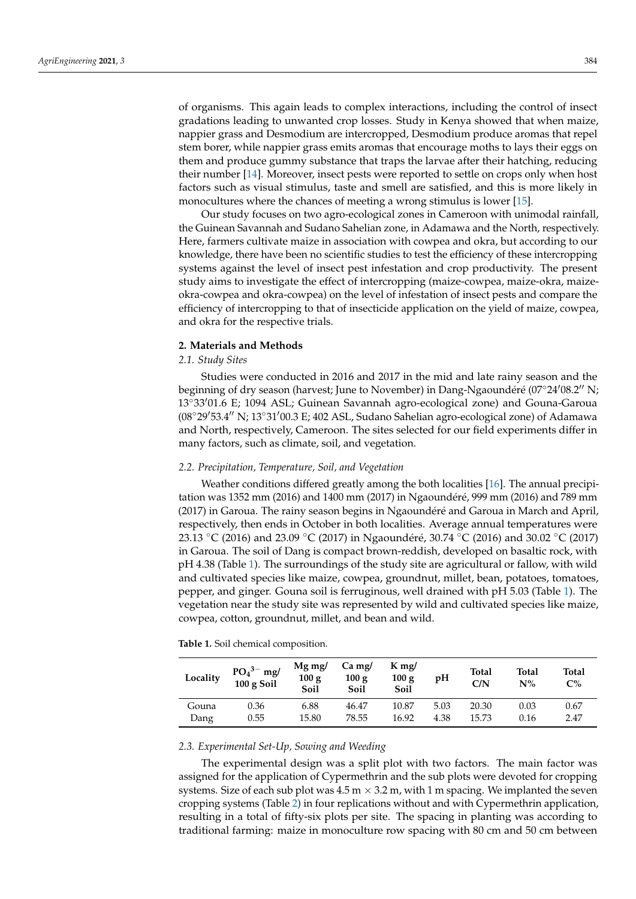of organisms. This again leads to complex interactions, including the control of insect gradations leading to unwanted crop losses. Study in Kenya showed that when maize, nappier grass and Desmodium are intercropped, Desmodium produce aromas that repel stem borer, while nappier grass emits aromas that encourage moths to lays their eggs on them and produce gummy substance that traps the larvae after their hatching, reducing their number [14]. Moreover, insect pests were reported to settle on crops only when host factors such as visual stimulus, taste and smell are satisfied, and this is more likely in monocultures where the chances of meeting a wrong stimulus is lower [15].

Our study focuses on two agro-ecological zones in Cameroon with unimodal rainfall, the Guinean Savannah and Sudano Sahelian zone, in Adamawa and the North, respectively. Here, farmers cultivate maize in association with cowpea and okra, but according to our knowledge, there have been no scientific studies to test the efficiency of these intercropping systems against the level of insect pest infestation and crop productivity. The present study aims to investigate the effect of intercropping (maize-cowpea, maize-okra, maize-okra-cowpea and okra-cowpea) on the level of infestation of insect pests and compare the efficiency of intercropping to that of insecticide application on the yield of maize, cowpea, and okra for the respective trials.

## 2. Materials and Methods

### 2.1. Study Sites

Studies were conducted in 2016 and 2017 in the mid and late rainy season and the beginning of dry season (harvest; June to November) in Dang-Ngaoundéré (07°24′08.2″ N; 13°33′01.6 E; 1094 ASL; Guinean Savannah agro-ecological zone) and Gouna-Garoua (08°29′53.4″ N; 13°31′00.3 E; 402 ASL, Sudano Sahelian agro-ecological zone) of Adamawa and North, respectively, Cameroon. The sites selected for our field experiments differ in many factors, such as climate, soil, and vegetation.

### 2.2. Precipitation, Temperature, Soil, and Vegetation

Weather conditions differed greatly among the both localities [16]. The annual precipitation was 1352 mm (2016) and 1400 mm (2017) in Ngaoundéré, 999 mm (2016) and 789 mm (2017) in Garoua. The rainy season begins in Ngaoundéré and Garoua in March and April, respectively, then ends in October in both localities. Average annual temperatures were 23.13 °C (2016) and 23.09 °C (2017) in Ngaoundéré, 30.74 °C (2016) and 30.02 °C (2017) in Garoua. The soil of Dang is compact brown-reddish, developed on basaltic rock, with pH 4.38 (Table 1). The surroundings of the study site are agricultural or fallow, with wild and cultivated species like maize, cowpea, groundnut, millet, bean, potatoes, tomatoes, pepper, and ginger. Gouna soil is ferruginous, well drained with pH 5.03 (Table 1). The vegetation near the study site was represented by wild and cultivated species like maize, cowpea, cotton, groundnut, millet, and bean and wild.

**Table 1.** Soil chemical composition.

| Locality | $PO_4^{3-}$ mg/100 g Soil | Mg mg/100 g Soil | Ca mg/100 g Soil | K mg/100 g Soil | pH | Total C/N | Total N% | Total C% |
|---|---|---|---|---|---|---|---|---|
| Gouna | 0.36 | 6.88 | 46.47 | 10.87 | 5.03 | 20.30 | 0.03 | 0.67 |
| Dang | 0.55 | 15.80 | 78.55 | 16.92 | 4.38 | 15.73 | 0.16 | 2.47 |

### 2.3. Experimental Set-Up, Sowing and Weeding

The experimental design was a split plot with two factors. The main factor was assigned for the application of Cypermethrin and the sub plots were devoted for cropping systems. Size of each sub plot was 4.5 m × 3.2 m, with 1 m spacing. We implanted the seven cropping systems (Table 2) in four replications without and with Cypermethrin application, resulting in a total of fifty-six plots per site. The spacing in planting was according to traditional farming: maize in monoculture row spacing with 80 cm and 50 cm between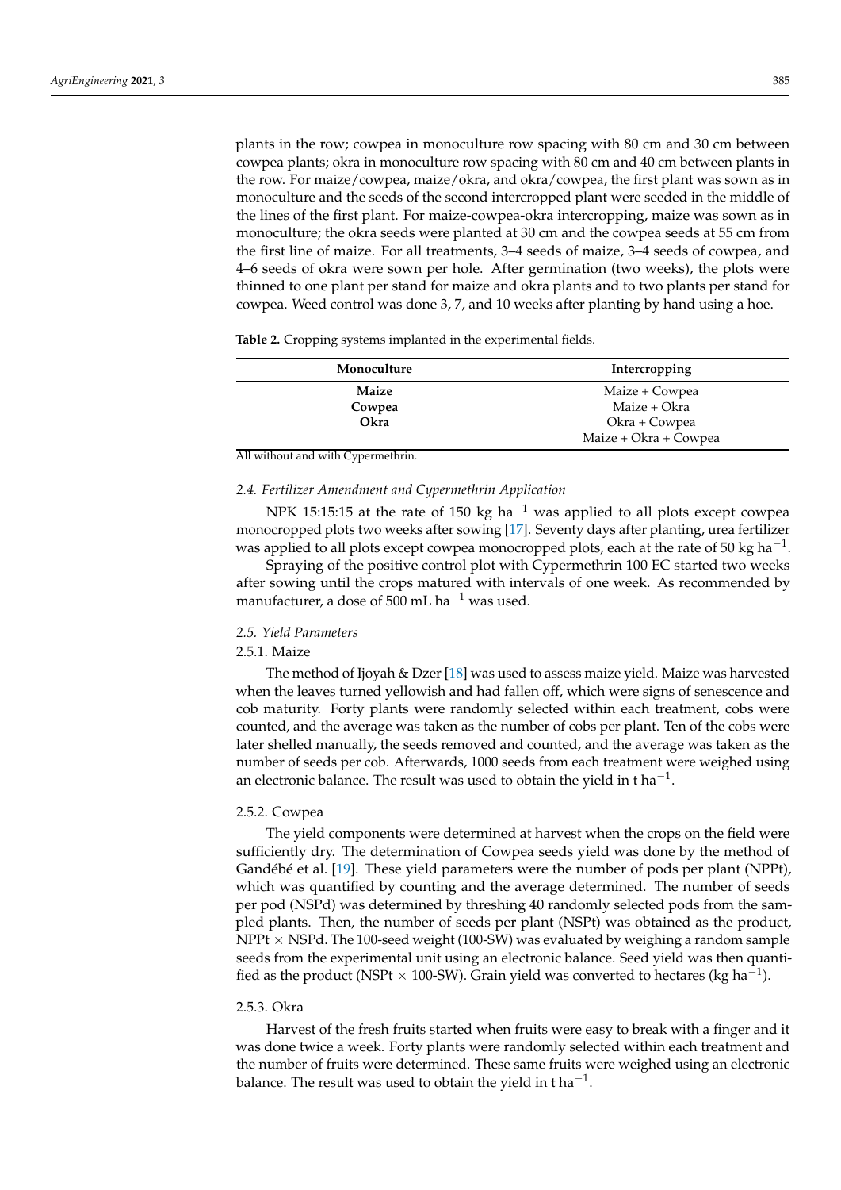plants in the row; cowpea in monoculture row spacing with 80 cm and 30 cm between cowpea plants; okra in monoculture row spacing with 80 cm and 40 cm between plants in the row. For maize/cowpea, maize/okra, and okra/cowpea, the first plant was sown as in monoculture and the seeds of the second intercropped plant were seeded in the middle of the lines of the first plant. For maize-cowpea-okra intercropping, maize was sown as in monoculture; the okra seeds were planted at 30 cm and the cowpea seeds at 55 cm from the first line of maize. For all treatments, 3–4 seeds of maize, 3–4 seeds of cowpea, and 4–6 seeds of okra were sown per hole. After germination (two weeks), the plots were thinned to one plant per stand for maize and okra plants and to two plants per stand for cowpea. Weed control was done 3, 7, and 10 weeks after planting by hand using a hoe.

**Table 2.** Cropping systems implanted in the experimental fields.

| Monoculture | Intercropping |
| --- | --- |
| **Maize** | Maize + Cowpea |
| **Cowpea** | Maize + Okra |
| **Okra** | Okra + Cowpea |
| | Maize + Okra + Cowpea |

All without and with Cypermethrin.

### 2.4. Fertilizer Amendment and Cypermethrin Application

NPK 15:15:15 at the rate of 150 kg ha$^{-1}$ was applied to all plots except cowpea monocropped plots two weeks after sowing [17]. Seventy days after planting, urea fertilizer was applied to all plots except cowpea monocropped plots, each at the rate of 50 kg ha$^{-1}$.

Spraying of the positive control plot with Cypermethrin 100 EC started two weeks after sowing until the crops matured with intervals of one week. As recommended by manufacturer, a dose of 500 mL ha$^{-1}$ was used.

### 2.5. Yield Parameters

#### 2.5.1. Maize

The method of Ijoyah & Dzer [18] was used to assess maize yield. Maize was harvested when the leaves turned yellowish and had fallen off, which were signs of senescence and cob maturity. Forty plants were randomly selected within each treatment, cobs were counted, and the average was taken as the number of cobs per plant. Ten of the cobs were later shelled manually, the seeds removed and counted, and the average was taken as the number of seeds per cob. Afterwards, 1000 seeds from each treatment were weighed using an electronic balance. The result was used to obtain the yield in t ha$^{-1}$.

#### 2.5.2. Cowpea

The yield components were determined at harvest when the crops on the field were sufficiently dry. The determination of Cowpea seeds yield was done by the method of Gandébé et al. [19]. These yield parameters were the number of pods per plant (NPPt), which was quantified by counting and the average determined. The number of seeds per pod (NSPd) was determined by threshing 40 randomly selected pods from the sampled plants. Then, the number of seeds per plant (NSPt) was obtained as the product, NPPt $\times$ NSPd. The 100-seed weight (100-SW) was evaluated by weighing a random sample seeds from the experimental unit using an electronic balance. Seed yield was then quantified as the product (NSPt $\times$ 100-SW). Grain yield was converted to hectares (kg ha$^{-1}$).

#### 2.5.3. Okra

Harvest of the fresh fruits started when fruits were easy to break with a finger and it was done twice a week. Forty plants were randomly selected within each treatment and the number of fruits were determined. These same fruits were weighed using an electronic balance. The result was used to obtain the yield in t ha$^{-1}$.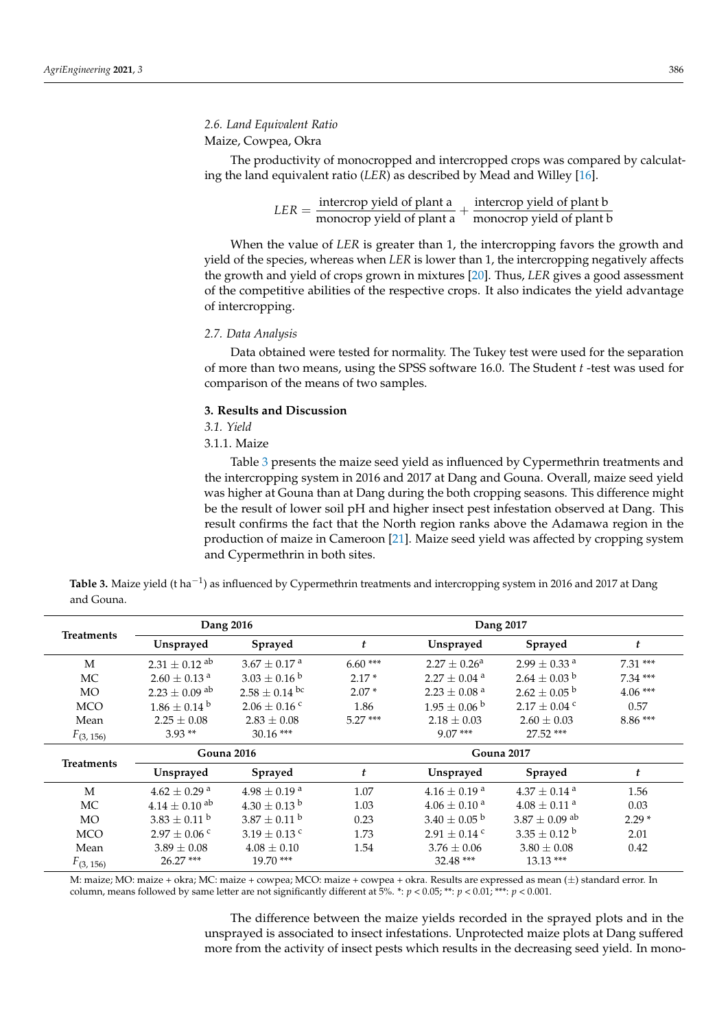### 2.6. Land Equivalent Ratio

Maize, Cowpea, Okra

The productivity of monocropped and intercropped crops was compared by calculating the land equivalent ratio (*LER*) as described by Mead and Willey [16].

$$LER = \frac{\text{intercrop yield of plant a}}{\text{monocrop yield of plant a}} + \frac{\text{intercrop yield of plant b}}{\text{monocrop yield of plant b}}$$

When the value of *LER* is greater than 1, the intercropping favors the growth and yield of the species, whereas when *LER* is lower than 1, the intercropping negatively affects the growth and yield of crops grown in mixtures [20]. Thus, *LER* gives a good assessment of the competitive abilities of the respective crops. It also indicates the yield advantage of intercropping.

### 2.7. Data Analysis

Data obtained were tested for normality. The Tukey test were used for the separation of more than two means, using the SPSS software 16.0. The Student *t* -test was used for comparison of the means of two samples.

## 3. Results and Discussion

### 3.1. Yield

#### 3.1.1. Maize

Table 3 presents the maize seed yield as influenced by Cypermethrin treatments and the intercropping system in 2016 and 2017 at Dang and Gouna. Overall, maize seed yield was higher at Gouna than at Dang during the both cropping seasons. This difference might be the result of lower soil pH and higher insect pest infestation observed at Dang. This result confirms the fact that the North region ranks above the Adamawa region in the production of maize in Cameroon [21]. Maize seed yield was affected by cropping system and Cypermethrin in both sites.

**Table 3.** Maize yield (t ha$^{-1}$) as influenced by Cypermethrin treatments and intercropping system in 2016 and 2017 at Dang and Gouna.

| Treatments | Dang 2016 | | | Dang 2017 | | |
|---|---|---|---|---|---|---|
| | Unsprayed | Sprayed | $t$ | Unsprayed | Sprayed | $t$ |
| M | $2.31 \pm 0.12$ ab | $3.67 \pm 0.17$ a | 6.60 *** | $2.27 \pm 0.26$ a | $2.99 \pm 0.33$ a | 7.31 *** |
| MC | $2.60 \pm 0.13$ a | $3.03 \pm 0.16$ b | 2.17 * | $2.27 \pm 0.04$ a | $2.64 \pm 0.03$ b | 7.34 *** |
| MO | $2.23 \pm 0.09$ ab | $2.58 \pm 0.14$ bc | 2.07 * | $2.23 \pm 0.08$ a | $2.62 \pm 0.05$ b | 4.06 *** |
| MCO | $1.86 \pm 0.14$ b | $2.06 \pm 0.16$ c | 1.86 | $1.95 \pm 0.06$ b | $2.17 \pm 0.04$ c | 0.57 |
| Mean | $2.25 \pm 0.08$ | $2.83 \pm 0.08$ | 5.27 *** | $2.18 \pm 0.03$ | $2.60 \pm 0.03$ | 8.86 *** |
| $F_{(3, 156)}$ | 3.93 ** | 30.16 *** | | 9.07 *** | 27.52 *** | |
| **Treatments** | **Gouna 2016** | | | **Gouna 2017** | | |
| | Unsprayed | Sprayed | $t$ | Unsprayed | Sprayed | $t$ |
| M | $4.62 \pm 0.29$ a | $4.98 \pm 0.19$ a | 1.07 | $4.16 \pm 0.19$ a | $4.37 \pm 0.14$ a | 1.56 |
| MC | $4.14 \pm 0.10$ ab | $4.30 \pm 0.13$ b | 1.03 | $4.06 \pm 0.10$ a | $4.08 \pm 0.11$ a | 0.03 |
| MO | $3.83 \pm 0.11$ b | $3.87 \pm 0.11$ b | 0.23 | $3.40 \pm 0.05$ b | $3.87 \pm 0.09$ ab | 2.29 * |
| MCO | $2.97 \pm 0.06$ c | $3.19 \pm 0.13$ c | 1.73 | $2.91 \pm 0.14$ c | $3.35 \pm 0.12$ b | 2.01 |
| Mean | $3.89 \pm 0.08$ | $4.08 \pm 0.10$ | 1.54 | $3.76 \pm 0.06$ | $3.80 \pm 0.08$ | 0.42 |
| $F_{(3, 156)}$ | 26.27 *** | 19.70 *** | | 32.48 *** | 13.13 *** | |

M: maize; MO: maize + okra; MC: maize + cowpea; MCO: maize + cowpea + okra. Results are expressed as mean (±) standard error. In column, means followed by same letter are not significantly different at 5%. *: $p < 0.05$; **: $p < 0.01$; ***: $p < 0.001$.

The difference between the maize yields recorded in the sprayed plots and in the unsprayed is associated to insect infestations. Unprotected maize plots at Dang suffered more from the activity of insect pests which results in the decreasing seed yield. In mono-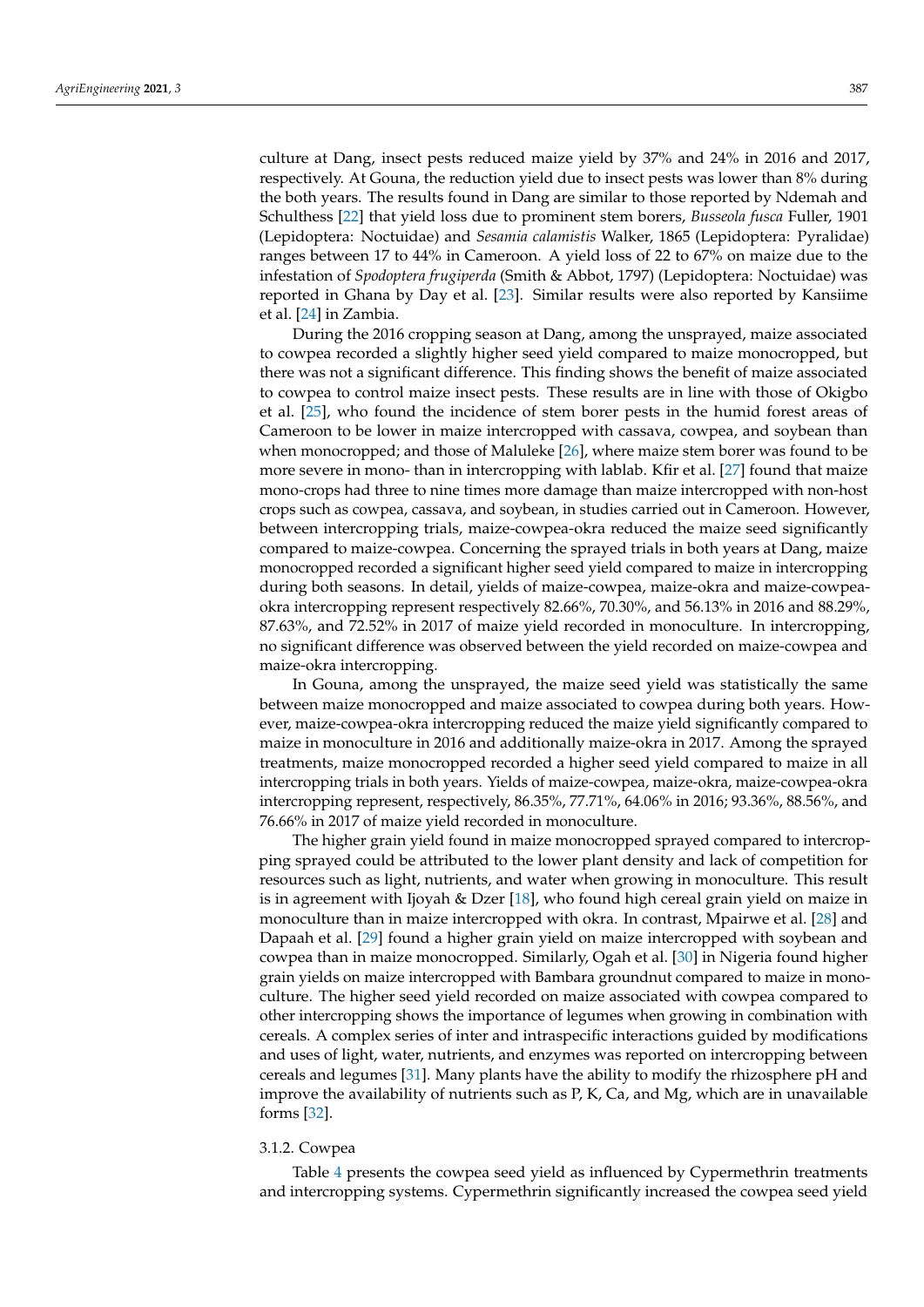culture at Dang, insect pests reduced maize yield by 37% and 24% in 2016 and 2017, respectively. At Gouna, the reduction yield due to insect pests was lower than 8% during the both years. The results found in Dang are similar to those reported by Ndemah and Schulthess [22] that yield loss due to prominent stem borers, *Busseola fusca* Fuller, 1901 (Lepidoptera: Noctuidae) and *Sesamia calamistis* Walker, 1865 (Lepidoptera: Pyralidae) ranges between 17 to 44% in Cameroon. A yield loss of 22 to 67% on maize due to the infestation of *Spodoptera frugiperda* (Smith & Abbot, 1797) (Lepidoptera: Noctuidae) was reported in Ghana by Day et al. [23]. Similar results were also reported by Kansiime et al. [24] in Zambia.

During the 2016 cropping season at Dang, among the unsprayed, maize associated to cowpea recorded a slightly higher seed yield compared to maize monocropped, but there was not a significant difference. This finding shows the benefit of maize associated to cowpea to control maize insect pests. These results are in line with those of Okigbo et al. [25], who found the incidence of stem borer pests in the humid forest areas of Cameroon to be lower in maize intercropped with cassava, cowpea, and soybean than when monocropped; and those of Maluleke [26], where maize stem borer was found to be more severe in mono- than in intercropping with lablab. Kfir et al. [27] found that maize mono-crops had three to nine times more damage than maize intercropped with non-host crops such as cowpea, cassava, and soybean, in studies carried out in Cameroon. However, between intercropping trials, maize-cowpea-okra reduced the maize seed significantly compared to maize-cowpea. Concerning the sprayed trials in both years at Dang, maize monocropped recorded a significant higher seed yield compared to maize in intercropping during both seasons. In detail, yields of maize-cowpea, maize-okra and maize-cowpea-okra intercropping represent respectively 82.66%, 70.30%, and 56.13% in 2016 and 88.29%, 87.63%, and 72.52% in 2017 of maize yield recorded in monoculture. In intercropping, no significant difference was observed between the yield recorded on maize-cowpea and maize-okra intercropping.

In Gouna, among the unsprayed, the maize seed yield was statistically the same between maize monocropped and maize associated to cowpea during both years. However, maize-cowpea-okra intercropping reduced the maize yield significantly compared to maize in monoculture in 2016 and additionally maize-okra in 2017. Among the sprayed treatments, maize monocropped recorded a higher seed yield compared to maize in all intercropping trials in both years. Yields of maize-cowpea, maize-okra, maize-cowpea-okra intercropping represent, respectively, 86.35%, 77.71%, 64.06% in 2016; 93.36%, 88.56%, and 76.66% in 2017 of maize yield recorded in monoculture.

The higher grain yield found in maize monocropped sprayed compared to intercropping sprayed could be attributed to the lower plant density and lack of competition for resources such as light, nutrients, and water when growing in monoculture. This result is in agreement with Ijoyah & Dzer [18], who found high cereal grain yield on maize in monoculture than in maize intercropped with okra. In contrast, Mpairwe et al. [28] and Dapaah et al. [29] found a higher grain yield on maize intercropped with soybean and cowpea than in maize monocropped. Similarly, Ogah et al. [30] in Nigeria found higher grain yields on maize intercropped with Bambara groundnut compared to maize in monoculture. The higher seed yield recorded on maize associated with cowpea compared to other intercropping shows the importance of legumes when growing in combination with cereals. A complex series of inter and intraspecific interactions guided by modifications and uses of light, water, nutrients, and enzymes was reported on intercropping between cereals and legumes [31]. Many plants have the ability to modify the rhizosphere pH and improve the availability of nutrients such as P, K, Ca, and Mg, which are in unavailable forms [32].

#### 3.1.2. Cowpea

Table 4 presents the cowpea seed yield as influenced by Cypermethrin treatments and intercropping systems. Cypermethrin significantly increased the cowpea seed yield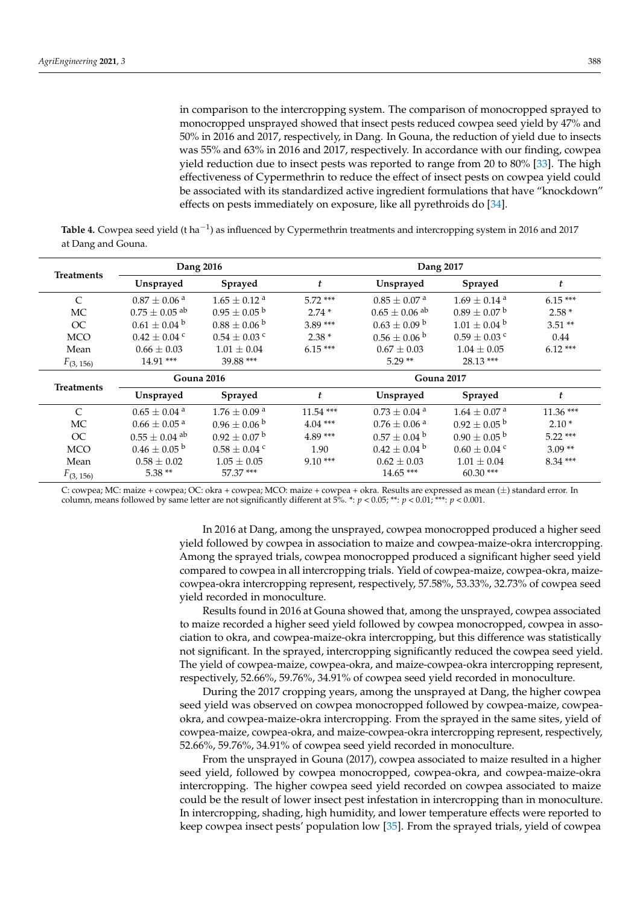in comparison to the intercropping system. The comparison of monocropped sprayed to monocropped unsprayed showed that insect pests reduced cowpea seed yield by 47% and 50% in 2016 and 2017, respectively, in Dang. In Gouna, the reduction of yield due to insects was 55% and 63% in 2016 and 2017, respectively. In accordance with our finding, cowpea yield reduction due to insect pests was reported to range from 20 to 80% [33]. The high effectiveness of Cypermethrin to reduce the effect of insect pests on cowpea yield could be associated with its standardized active ingredient formulations that have "knockdown" effects on pests immediately on exposure, like all pyrethroids do [34].

**Table 4.** Cowpea seed yield (t ha$^{-1}$) as influenced by Cypermethrin treatments and intercropping system in 2016 and 2017 at Dang and Gouna.

| Treatments | Dang 2016 | | | Dang 2017 | | |
|---|---|---|---|---|---|---|
| | Unsprayed | Sprayed | $t$ | Unsprayed | Sprayed | $t$ |
| C | $0.87 \pm 0.06$ [a] | $1.65 \pm 0.12$ [a] | 5.72 *** | $0.85 \pm 0.07$ [a] | $1.69 \pm 0.14$ [a] | 6.15 *** |
| MC | $0.75 \pm 0.05$ [ab] | $0.95 \pm 0.05$ [b] | 2.74 * | $0.65 \pm 0.06$ [ab] | $0.89 \pm 0.07$ [b] | 2.58 * |
| OC | $0.61 \pm 0.04$ [b] | $0.88 \pm 0.06$ [b] | 3.89 *** | $0.63 \pm 0.09$ [b] | $1.01 \pm 0.04$ [b] | 3.51 ** |
| MCO | $0.42 \pm 0.04$ [c] | $0.54 \pm 0.03$ [c] | 2.38 * | $0.56 \pm 0.06$ [b] | $0.59 \pm 0.03$ [c] | 0.44 |
| Mean | $0.66 \pm 0.03$ | $1.01 \pm 0.04$ | 6.15 *** | $0.67 \pm 0.03$ | $1.04 \pm 0.05$ | 6.12 *** |
| $F_{(3, 156)}$ | 14.91 *** | 39.88 *** | | 5.29 ** | 28.13 *** | |
| **Treatments** | **Gouna 2016** | | | **Gouna 2017** | | |
| | Unsprayed | Sprayed | $t$ | Unsprayed | Sprayed | $t$ |
| C | $0.65 \pm 0.04$ [a] | $1.76 \pm 0.09$ [a] | 11.54 *** | $0.73 \pm 0.04$ [a] | $1.64 \pm 0.07$ [a] | 11.36 *** |
| MC | $0.66 \pm 0.05$ [a] | $0.96 \pm 0.06$ [b] | 4.04 *** | $0.76 \pm 0.06$ [a] | $0.92 \pm 0.05$ [b] | 2.10 * |
| OC | $0.55 \pm 0.04$ [ab] | $0.92 \pm 0.07$ [b] | 4.89 *** | $0.57 \pm 0.04$ [b] | $0.90 \pm 0.05$ [b] | 5.22 *** |
| MCO | $0.46 \pm 0.05$ [b] | $0.58 \pm 0.04$ [c] | 1.90 | $0.42 \pm 0.04$ [b] | $0.60 \pm 0.04$ [c] | 3.09 ** |
| Mean | $0.58 \pm 0.02$ | $1.05 \pm 0.05$ | 9.10 *** | $0.62 \pm 0.03$ | $1.01 \pm 0.04$ | 8.34 *** |
| $F_{(3, 156)}$ | 5.38 ** | 57.37 *** | | 14.65 *** | 60.30 *** | |

C: cowpea; MC: maize + cowpea; OC: okra + cowpea; MCO: maize + cowpea + okra. Results are expressed as mean (±) standard error. In column, means followed by same letter are not significantly different at 5%. *: $p < 0.05$; **: $p < 0.01$; ***: $p < 0.001$.

In 2016 at Dang, among the unsprayed, cowpea monocropped produced a higher seed yield followed by cowpea in association to maize and cowpea-maize-okra intercropping. Among the sprayed trials, cowpea monocropped produced a significant higher seed yield compared to cowpea in all intercropping trials. Yield of cowpea-maize, cowpea-okra, maize-cowpea-okra intercropping represent, respectively, 57.58%, 53.33%, 32.73% of cowpea seed yield recorded in monoculture.

Results found in 2016 at Gouna showed that, among the unsprayed, cowpea associated to maize recorded a higher seed yield followed by cowpea monocropped, cowpea in association to okra, and cowpea-maize-okra intercropping, but this difference was statistically not significant. In the sprayed, intercropping significantly reduced the cowpea seed yield. The yield of cowpea-maize, cowpea-okra, and maize-cowpea-okra intercropping represent, respectively, 52.66%, 59.76%, 34.91% of cowpea seed yield recorded in monoculture.

During the 2017 cropping years, among the unsprayed at Dang, the higher cowpea seed yield was observed on cowpea monocropped followed by cowpea-maize, cowpea-okra, and cowpea-maize-okra intercropping. From the sprayed in the same sites, yield of cowpea-maize, cowpea-okra, and maize-cowpea-okra intercropping represent, respectively, 52.66%, 59.76%, 34.91% of cowpea seed yield recorded in monoculture.

From the unsprayed in Gouna (2017), cowpea associated to maize resulted in a higher seed yield, followed by cowpea monocropped, cowpea-okra, and cowpea-maize-okra intercropping. The higher cowpea seed yield recorded on cowpea associated to maize could be the result of lower insect pest infestation in intercropping than in monoculture. In intercropping, shading, high humidity, and lower temperature effects were reported to keep cowpea insect pests' population low [35]. From the sprayed trials, yield of cowpea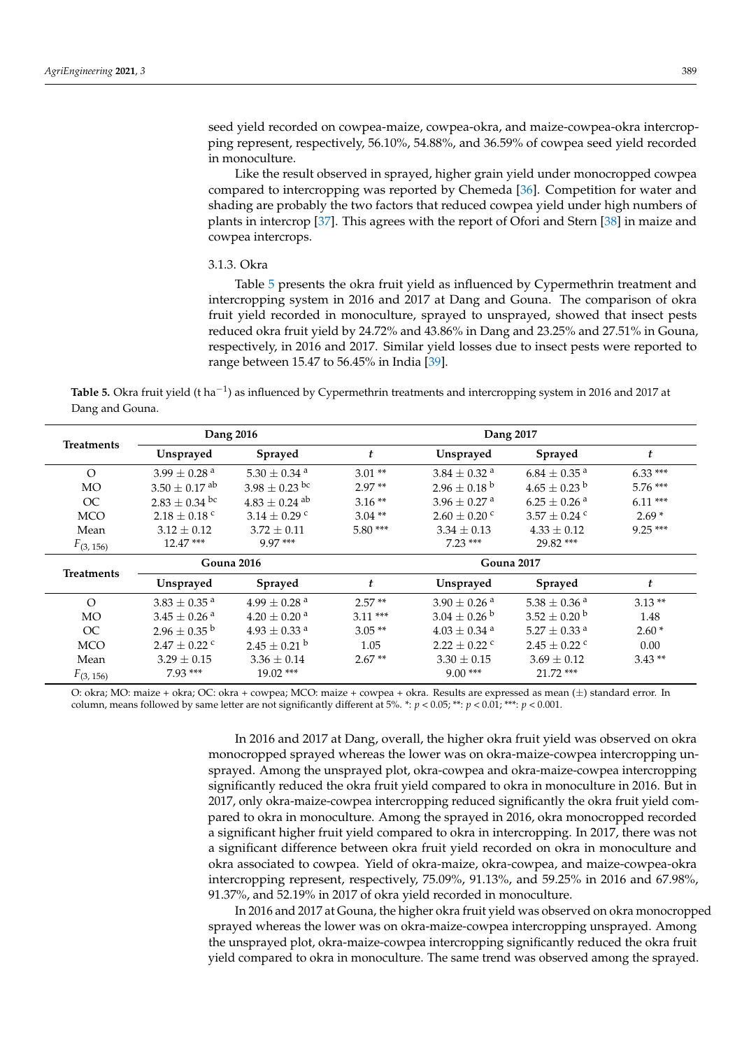seed yield recorded on cowpea-maize, cowpea-okra, and maize-cowpea-okra intercropping represent, respectively, 56.10%, 54.88%, and 36.59% of cowpea seed yield recorded in monoculture.

Like the result observed in sprayed, higher grain yield under monocropped cowpea compared to intercropping was reported by Chemeda [36]. Competition for water and shading are probably the two factors that reduced cowpea yield under high numbers of plants in intercrop [37]. This agrees with the report of Ofori and Stern [38] in maize and cowpea intercrops.

### 3.1.3. Okra

Table 5 presents the okra fruit yield as influenced by Cypermethrin treatment and intercropping system in 2016 and 2017 at Dang and Gouna. The comparison of okra fruit yield recorded in monoculture, sprayed to unsprayed, showed that insect pests reduced okra fruit yield by 24.72% and 43.86% in Dang and 23.25% and 27.51% in Gouna, respectively, in 2016 and 2017. Similar yield losses due to insect pests were reported to range between 15.47 to 56.45% in India [39].

**Table 5.** Okra fruit yield (t ha$^{-1}$) as influenced by Cypermethrin treatments and intercropping system in 2016 and 2017 at Dang and Gouna.

| Treatments | Dang 2016 | | | Dang 2017 | | |
|---|---|---|---|---|---|---|
| | Unsprayed | Sprayed | $t$ | Unsprayed | Sprayed | $t$ |
| O | $3.99 \pm 0.28$ [a] | $5.30 \pm 0.34$ [a] | 3.01 ** | $3.84 \pm 0.32$ [a] | $6.84 \pm 0.35$ [a] | 6.33 *** |
| MO | $3.50 \pm 0.17$ [ab] | $3.98 \pm 0.23$ [bc] | 2.97 ** | $2.96 \pm 0.18$ [b] | $4.65 \pm 0.23$ [b] | 5.76 *** |
| OC | $2.83 \pm 0.34$ [bc] | $4.83 \pm 0.24$ [ab] | 3.16 ** | $3.96 \pm 0.27$ [a] | $6.25 \pm 0.26$ [a] | 6.11 *** |
| MCO | $2.18 \pm 0.18$ [c] | $3.14 \pm 0.29$ [c] | 3.04 ** | $2.60 \pm 0.20$ [c] | $3.57 \pm 0.24$ [c] | 2.69 * |
| Mean | $3.12 \pm 0.12$ | $3.72 \pm 0.11$ | 5.80 *** | $3.34 \pm 0.13$ | $4.33 \pm 0.12$ | 9.25 *** |
| $F_{(3, 156)}$ | 12.47 *** | 9.97 *** | | 7.23 *** | 29.82 *** | |
| **Treatments** | **Gouna 2016** | | | **Gouna 2017** | | |
| | Unsprayed | Sprayed | $t$ | Unsprayed | Sprayed | $t$ |
| O | $3.83 \pm 0.35$ [a] | $4.99 \pm 0.28$ [a] | 2.57 ** | $3.90 \pm 0.26$ [a] | $5.38 \pm 0.36$ [a] | 3.13 ** |
| MO | $3.45 \pm 0.26$ [a] | $4.20 \pm 0.20$ [a] | 3.11 *** | $3.04 \pm 0.26$ [b] | $3.52 \pm 0.20$ [b] | 1.48 |
| OC | $2.96 \pm 0.35$ [b] | $4.93 \pm 0.33$ [a] | 3.05 ** | $4.03 \pm 0.34$ [a] | $5.27 \pm 0.33$ [a] | 2.60 * |
| MCO | $2.47 \pm 0.22$ [c] | $2.45 \pm 0.21$ [b] | 1.05 | $2.22 \pm 0.22$ [c] | $2.45 \pm 0.22$ [c] | 0.00 |
| Mean | $3.29 \pm 0.15$ | $3.36 \pm 0.14$ | 2.67 ** | $3.30 \pm 0.15$ | $3.69 \pm 0.12$ | 3.43 ** |
| $F_{(3, 156)}$ | 7.93 *** | 19.02 *** | | 9.00 *** | 21.72 *** | |

O: okra; MO: maize + okra; OC: okra + cowpea; MCO: maize + cowpea + okra. Results are expressed as mean (±) standard error. In column, means followed by same letter are not significantly different at 5%. *: $p < 0.05$; **: $p < 0.01$; ***: $p < 0.001$.

In 2016 and 2017 at Dang, overall, the higher okra fruit yield was observed on okra monocropped sprayed whereas the lower was on okra-maize-cowpea intercropping unsprayed. Among the unsprayed plot, okra-cowpea and okra-maize-cowpea intercropping significantly reduced the okra fruit yield compared to okra in monoculture in 2016. But in 2017, only okra-maize-cowpea intercropping reduced significantly the okra fruit yield compared to okra in monoculture. Among the sprayed in 2016, okra monocropped recorded a significant higher fruit yield compared to okra in intercropping. In 2017, there was not a significant difference between okra fruit yield recorded on okra in monoculture and okra associated to cowpea. Yield of okra-maize, okra-cowpea, and maize-cowpea-okra intercropping represent, respectively, 75.09%, 91.13%, and 59.25% in 2016 and 67.98%, 91.37%, and 52.19% in 2017 of okra yield recorded in monoculture.

In 2016 and 2017 at Gouna, the higher okra fruit yield was observed on okra monocropped sprayed whereas the lower was on okra-maize-cowpea intercropping unsprayed. Among the unsprayed plot, okra-maize-cowpea intercropping significantly reduced the okra fruit yield compared to okra in monoculture. The same trend was observed among the sprayed.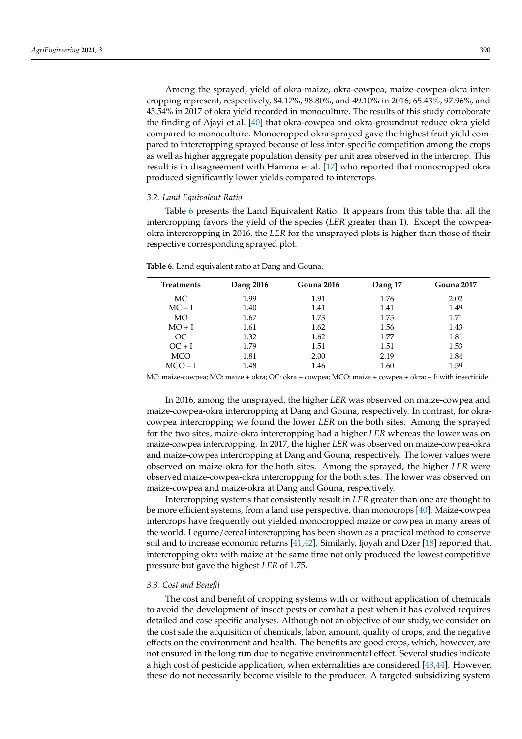Among the sprayed, yield of okra-maize, okra-cowpea, maize-cowpea-okra intercropping represent, respectively, 84.17%, 98.80%, and 49.10% in 2016; 65.43%, 97.96%, and 45.54% in 2017 of okra yield recorded in monoculture. The results of this study corroborate the finding of Ajayi et al. [40] that okra-cowpea and okra-groundnut reduce okra yield compared to monoculture. Monocropped okra sprayed gave the highest fruit yield compared to intercropping sprayed because of less inter-specific competition among the crops as well as higher aggregate population density per unit area observed in the intercrop. This result is in disagreement with Hamma et al. [17] who reported that monocropped okra produced significantly lower yields compared to intercrops.

### 3.2. Land Equivalent Ratio

Table 6 presents the Land Equivalent Ratio. It appears from this table that all the intercropping favors the yield of the species (*LER* greater than 1). Except the cowpea-okra intercropping in 2016, the *LER* for the unsprayed plots is higher than those of their respective corresponding sprayed plot.

**Table 6.** Land equivalent ratio at Dang and Gouna.

| Treatments | Dang 2016 | Gouna 2016 | Dang 17 | Gouna 2017 |
|---|---|---|---|---|
| MC | 1.99 | 1.91 | 1.76 | 2.02 |
| MC + I | 1.40 | 1.41 | 1.41 | 1.49 |
| MO | 1.67 | 1.73 | 1.75 | 1.71 |
| MO + I | 1.61 | 1.62 | 1.56 | 1.43 |
| OC | 1.32 | 1.62 | 1.77 | 1.81 |
| OC + I | 1.79 | 1.51 | 1.51 | 1.53 |
| MCO | 1.81 | 2.00 | 2.19 | 1.84 |
| MCO + I | 1.48 | 1.46 | 1.60 | 1.59 |

MC: maize-cowpea; MO: maize + okra; OC: okra + cowpea; MCO: maize + cowpea + okra; + I: with insecticide.

In 2016, among the unsprayed, the higher *LER* was observed on maize-cowpea and maize-cowpea-okra intercropping at Dang and Gouna, respectively. In contrast, for okra-cowpea intercropping we found the lower *LER* on the both sites. Among the sprayed for the two sites, maize-okra intercropping had a higher *LER* whereas the lower was on maize-cowpea intercropping. In 2017, the higher *LER* was observed on maize-cowpea-okra and maize-cowpea intercropping at Dang and Gouna, respectively. The lower values were observed on maize-okra for the both sites. Among the sprayed, the higher *LER* were observed maize-cowpea-okra intercropping for the both sites. The lower was observed on maize-cowpea and maize-okra at Dang and Gouna, respectively.

Intercropping systems that consistently result in *LER* greater than one are thought to be more efficient systems, from a land use perspective, than monocrops [40]. Maize-cowpea intercrops have frequently out yielded monocropped maize or cowpea in many areas of the world. Legume/cereal intercropping has been shown as a practical method to conserve soil and to increase economic returns [41,42]. Similarly, Ijoyah and Dzer [18] reported that, intercropping okra with maize at the same time not only produced the lowest competitive pressure but gave the highest *LER* of 1.75.

### 3.3. Cost and Benefit

The cost and benefit of cropping systems with or without application of chemicals to avoid the development of insect pests or combat a pest when it has evolved requires detailed and case specific analyses. Although not an objective of our study, we consider on the cost side the acquisition of chemicals, labor, amount, quality of crops, and the negative effects on the environment and health. The benefits are good crops, which, however, are not ensured in the long run due to negative environmental effect. Several studies indicate a high cost of pesticide application, when externalities are considered [43,44]. However, these do not necessarily become visible to the producer. A targeted subsidizing system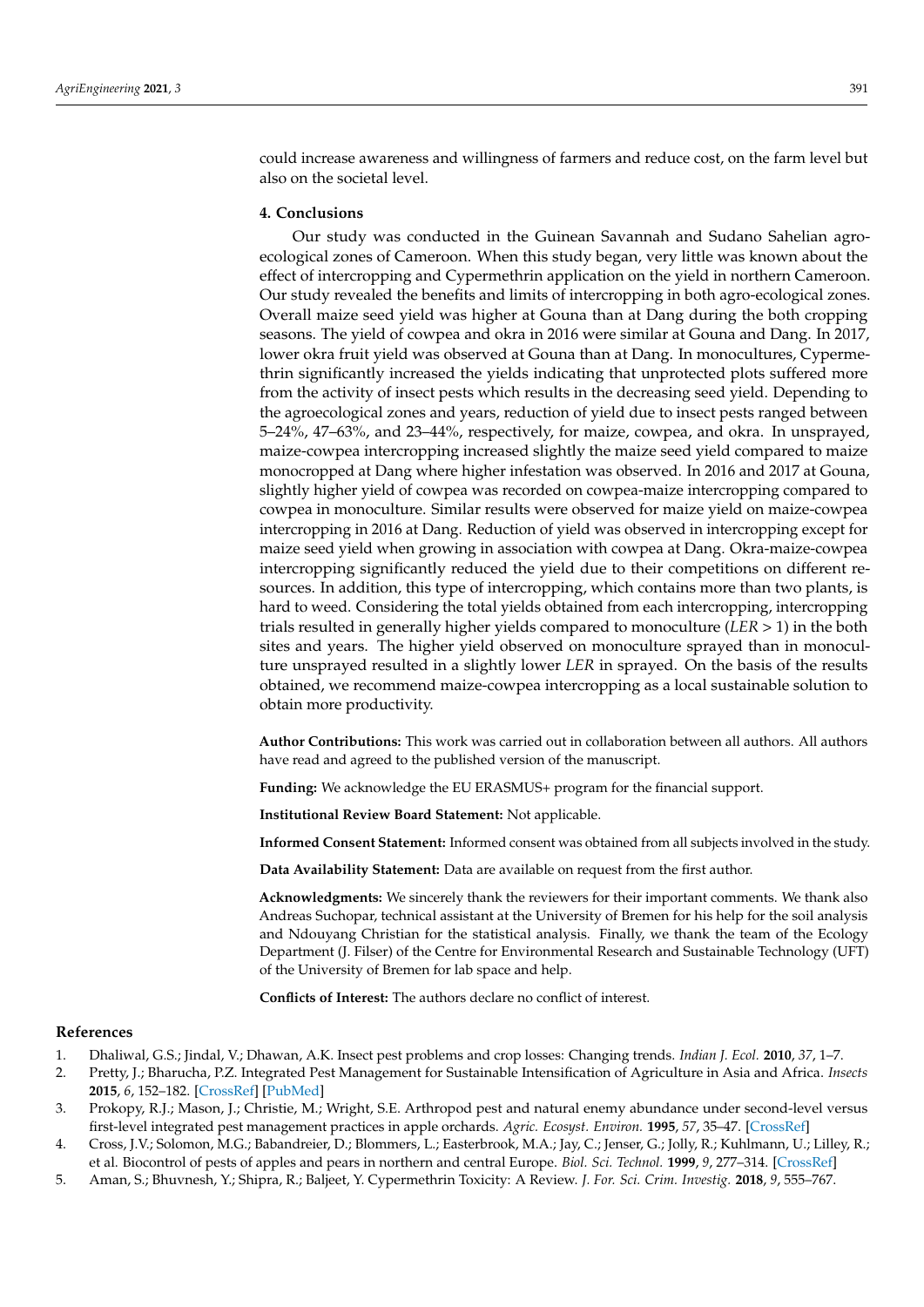could increase awareness and willingness of farmers and reduce cost, on the farm level but also on the societal level.

## 4. Conclusions

Our study was conducted in the Guinean Savannah and Sudano Sahelian agro-ecological zones of Cameroon. When this study began, very little was known about the effect of intercropping and Cypermethrin application on the yield in northern Cameroon. Our study revealed the benefits and limits of intercropping in both agro-ecological zones. Overall maize seed yield was higher at Gouna than at Dang during the both cropping seasons. The yield of cowpea and okra in 2016 were similar at Gouna and Dang. In 2017, lower okra fruit yield was observed at Gouna than at Dang. In monocultures, Cypermethrin significantly increased the yields indicating that unprotected plots suffered more from the activity of insect pests which results in the decreasing seed yield. Depending to the agroecological zones and years, reduction of yield due to insect pests ranged between 5–24%, 47–63%, and 23–44%, respectively, for maize, cowpea, and okra. In unsprayed, maize-cowpea intercropping increased slightly the maize seed yield compared to maize monocropped at Dang where higher infestation was observed. In 2016 and 2017 at Gouna, slightly higher yield of cowpea was recorded on cowpea-maize intercropping compared to cowpea in monoculture. Similar results were observed for maize yield on maize-cowpea intercropping in 2016 at Dang. Reduction of yield was observed in intercropping except for maize seed yield when growing in association with cowpea at Dang. Okra-maize-cowpea intercropping significantly reduced the yield due to their competitions on different resources. In addition, this type of intercropping, which contains more than two plants, is hard to weed. Considering the total yields obtained from each intercropping, intercropping trials resulted in generally higher yields compared to monoculture (*LER* > 1) in the both sites and years. The higher yield observed on monoculture sprayed than in monoculture unsprayed resulted in a slightly lower *LER* in sprayed. On the basis of the results obtained, we recommend maize-cowpea intercropping as a local sustainable solution to obtain more productivity.

**Author Contributions:** This work was carried out in collaboration between all authors. All authors have read and agreed to the published version of the manuscript.

**Funding:** We acknowledge the EU ERASMUS+ program for the financial support.

**Institutional Review Board Statement:** Not applicable.

**Informed Consent Statement:** Informed consent was obtained from all subjects involved in the study.

**Data Availability Statement:** Data are available on request from the first author.

**Acknowledgments:** We sincerely thank the reviewers for their important comments. We thank also Andreas Suchopar, technical assistant at the University of Bremen for his help for the soil analysis and Ndouyang Christian for the statistical analysis. Finally, we thank the team of the Ecology Department (J. Filser) of the Centre for Environmental Research and Sustainable Technology (UFT) of the University of Bremen for lab space and help.

**Conflicts of Interest:** The authors declare no conflict of interest.

## References

1. Dhaliwal, G.S.; Jindal, V.; Dhawan, A.K. Insect pest problems and crop losses: Changing trends. *Indian J. Ecol.* **2010**, *37*, 1–7.
2. Pretty, J.; Bharucha, P.Z. Integrated Pest Management for Sustainable Intensification of Agriculture in Asia and Africa. *Insects* **2015**, *6*, 152–182. [CrossRef] [PubMed]
3. Prokopy, R.J.; Mason, J.; Christie, M.; Wright, S.E. Arthropod pest and natural enemy abundance under second-level versus first-level integrated pest management practices in apple orchards. *Agric. Ecosyst. Environ.* **1995**, *57*, 35–47. [CrossRef]
4. Cross, J.V.; Solomon, M.G.; Babandreier, D.; Blommers, L.; Easterbrook, M.A.; Jay, C.; Jenser, G.; Jolly, R.; Kuhlmann, U.; Lilley, R.; et al. Biocontrol of pests of apples and pears in northern and central Europe. *Biol. Sci. Technol.* **1999**, *9*, 277–314. [CrossRef]
5. Aman, S.; Bhuvnesh, Y.; Shipra, R.; Baljeet, Y. Cypermethrin Toxicity: A Review. *J. For. Sci. Crim. Investig.* **2018**, *9*, 555–767.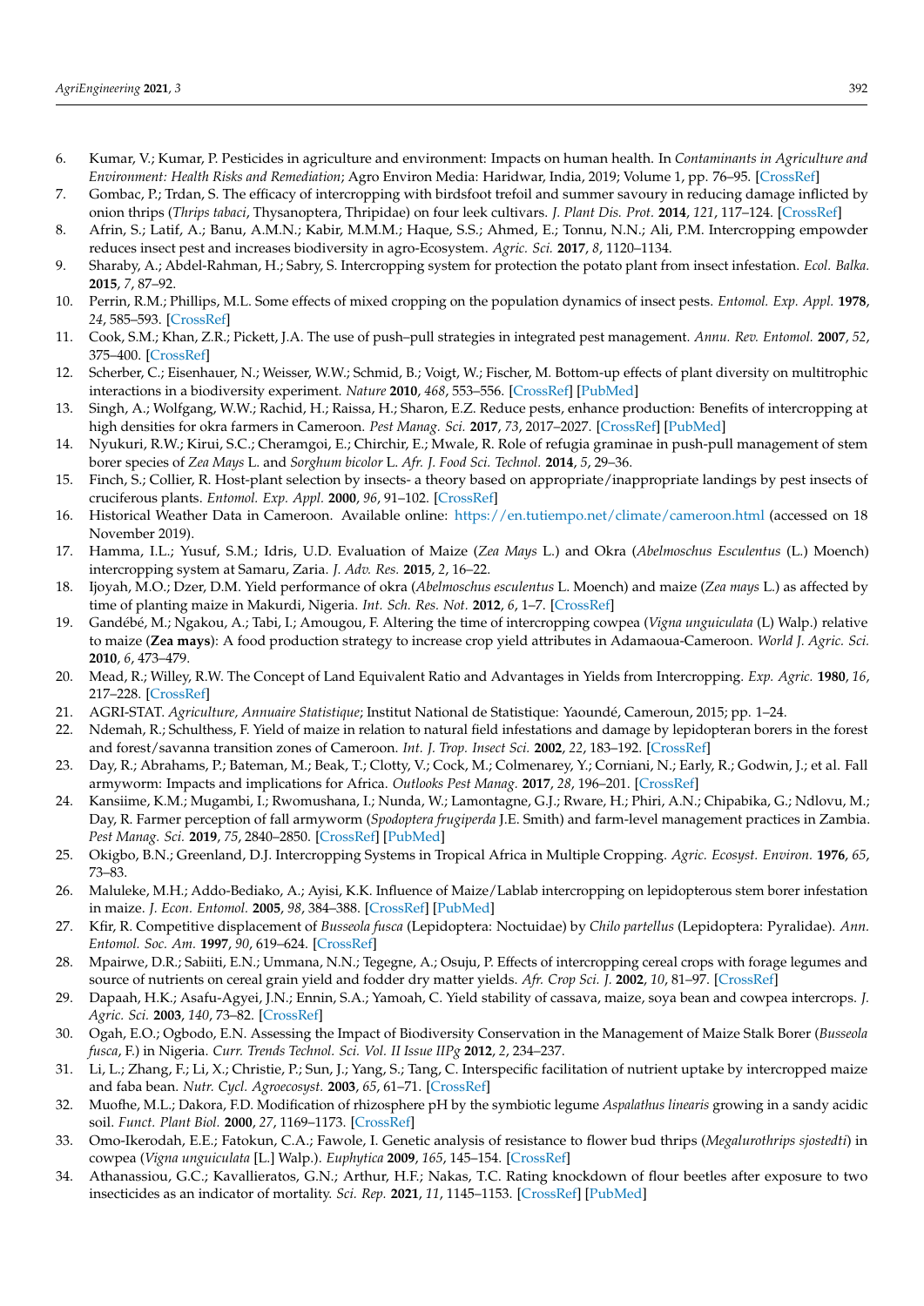6. Kumar, V.; Kumar, P. Pesticides in agriculture and environment: Impacts on human health. In *Contaminants in Agriculture and Environment: Health Risks and Remediation*; Agro Environ Media: Haridwar, India, 2019; Volume 1, pp. 76–95. [CrossRef]
7. Gombac, P.; Trdan, S. The efficacy of intercropping with birdsfoot trefoil and summer savoury in reducing damage inflicted by onion thrips (*Thrips tabaci*, Thysanoptera, Thripidae) on four leek cultivars. *J. Plant Dis. Prot.* **2014**, *121*, 117–124. [CrossRef]
8. Afrin, S.; Latif, A.; Banu, A.M.N.; Kabir, M.M.M.; Haque, S.S.; Ahmed, E.; Tonnu, N.N.; Ali, P.M. Intercropping empowder reduces insect pest and increases biodiversity in agro-Ecosystem. *Agric. Sci.* **2017**, *8*, 1120–1134.
9. Sharaby, A.; Abdel-Rahman, H.; Sabry, S. Intercropping system for protection the potato plant from insect infestation. *Ecol. Balka.* **2015**, *7*, 87–92.
10. Perrin, R.M.; Phillips, M.L. Some effects of mixed cropping on the population dynamics of insect pests. *Entomol. Exp. Appl.* **1978**, *24*, 585–593. [CrossRef]
11. Cook, S.M.; Khan, Z.R.; Pickett, J.A. The use of push–pull strategies in integrated pest management. *Annu. Rev. Entomol.* **2007**, *52*, 375–400. [CrossRef]
12. Scherber, C.; Eisenhauer, N.; Weisser, W.W.; Schmid, B.; Voigt, W.; Fischer, M. Bottom-up effects of plant diversity on multitrophic interactions in a biodiversity experiment. *Nature* **2010**, *468*, 553–556. [CrossRef] [PubMed]
13. Singh, A.; Wolfgang, W.W.; Rachid, H.; Raissa, H.; Sharon, E.Z. Reduce pests, enhance production: Benefits of intercropping at high densities for okra farmers in Cameroon. *Pest Manag. Sci.* **2017**, *73*, 2017–2027. [CrossRef] [PubMed]
14. Nyukuri, R.W.; Kirui, S.C.; Cheramgoi, E.; Chirchir, E.; Mwale, R. Role of refugia graminae in push-pull management of stem borer species of *Zea Mays* L. and *Sorghum bicolor* L. *Afr. J. Food Sci. Technol.* **2014**, *5*, 29–36.
15. Finch, S.; Collier, R. Host-plant selection by insects- a theory based on appropriate/inappropriate landings by pest insects of cruciferous plants. *Entomol. Exp. Appl.* **2000**, *96*, 91–102. [CrossRef]
16. Historical Weather Data in Cameroon. Available online: https://en.tutiempo.net/climate/cameroon.html (accessed on 18 November 2019).
17. Hamma, I.L.; Yusuf, S.M.; Idris, U.D. Evaluation of Maize (*Zea Mays* L.) and Okra (*Abelmoschus Esculentus* (L.) Moench) intercropping system at Samaru, Zaria. *J. Adv. Res.* **2015**, *2*, 16–22.
18. Ijoyah, M.O.; Dzer, D.M. Yield performance of okra (*Abelmoschus esculentus* L. Moench) and maize (*Zea mays* L.) as affected by time of planting maize in Makurdi, Nigeria. *Int. Sch. Res. Not.* **2012**, *6*, 1–7. [CrossRef]
19. Gandébé, M.; Ngakou, A.; Tabi, I.; Amougou, F. Altering the time of intercropping cowpea (*Vigna unguiculata* (L) Walp.) relative to maize (**Zea mays**): A food production strategy to increase crop yield attributes in Adamaoua-Cameroon. *World J. Agric. Sci.* **2010**, *6*, 473–479.
20. Mead, R.; Willey, R.W. The Concept of Land Equivalent Ratio and Advantages in Yields from Intercropping. *Exp. Agric.* **1980**, *16*, 217–228. [CrossRef]
21. AGRI-STAT. *Agriculture, Annuaire Statistique*; Institut National de Statistique: Yaoundé, Cameroun, 2015; pp. 1–24.
22. Ndemah, R.; Schulthess, F. Yield of maize in relation to natural field infestations and damage by lepidopteran borers in the forest and forest/savanna transition zones of Cameroon. *Int. J. Trop. Insect Sci.* **2002**, *22*, 183–192. [CrossRef]
23. Day, R.; Abrahams, P.; Bateman, M.; Beak, T.; Clotty, V.; Cock, M.; Colmenarey, Y.; Corniani, N.; Early, R.; Godwin, J.; et al. Fall armyworm: Impacts and implications for Africa. *Outlooks Pest Manag.* **2017**, *28*, 196–201. [CrossRef]
24. Kansiime, K.M.; Mugambi, I.; Rwomushana, I.; Nunda, W.; Lamontagne, G.J.; Rware, H.; Phiri, A.N.; Chipabika, G.; Ndlovu, M.; Day, R. Farmer perception of fall armyworm (*Spodoptera frugiperda* J.E. Smith) and farm-level management practices in Zambia. *Pest Manag. Sci.* **2019**, *75*, 2840–2850. [CrossRef] [PubMed]
25. Okigbo, B.N.; Greenland, D.J. Intercropping Systems in Tropical Africa in Multiple Cropping. *Agric. Ecosyst. Environ.* **1976**, *65*, 73–83.
26. Maluleke, M.H.; Addo-Bediako, A.; Ayisi, K.K. Influence of Maize/Lablab intercropping on lepidopterous stem borer infestation in maize. *J. Econ. Entomol.* **2005**, *98*, 384–388. [CrossRef] [PubMed]
27. Kfir, R. Competitive displacement of *Busseola fusca* (Lepidoptera: Noctuidae) by *Chilo partellus* (Lepidoptera: Pyralidae). *Ann. Entomol. Soc. Am.* **1997**, *90*, 619–624. [CrossRef]
28. Mpairwe, D.R.; Sabiiti, E.N.; Ummana, N.N.; Tegegne, A.; Osuju, P. Effects of intercropping cereal crops with forage legumes and source of nutrients on cereal grain yield and fodder dry matter yields. *Afr. Crop Sci. J.* **2002**, *10*, 81–97. [CrossRef]
29. Dapaah, H.K.; Asafu-Agyei, J.N.; Ennin, S.A.; Yamoah, C. Yield stability of cassava, maize, soya bean and cowpea intercrops. *J. Agric. Sci.* **2003**, *140*, 73–82. [CrossRef]
30. Ogah, E.O.; Ogbodo, E.N. Assessing the Impact of Biodiversity Conservation in the Management of Maize Stalk Borer (*Busseola fusca*, F.) in Nigeria. *Curr. Trends Technol. Sci. Vol. II Issue IIPg* **2012**, *2*, 234–237.
31. Li, L.; Zhang, F.; Li, X.; Christie, P.; Sun, J.; Yang, S.; Tang, C. Interspecific facilitation of nutrient uptake by intercropped maize and faba bean. *Nutr. Cycl. Agroecosyst.* **2003**, *65*, 61–71. [CrossRef]
32. Muofhe, M.L.; Dakora, F.D. Modification of rhizosphere pH by the symbiotic legume *Aspalathus linearis* growing in a sandy acidic soil. *Funct. Plant Biol.* **2000**, *27*, 1169–1173. [CrossRef]
33. Omo-Ikerodah, E.E.; Fatokun, C.A.; Fawole, I. Genetic analysis of resistance to flower bud thrips (*Megalurothrips sjostedti*) in cowpea (*Vigna unguiculata* [L.] Walp.). *Euphytica* **2009**, *165*, 145–154. [CrossRef]
34. Athanassiou, G.C.; Kavallieratos, G.N.; Arthur, H.F.; Nakas, T.C. Rating knockdown of flour beetles after exposure to two insecticides as an indicator of mortality. *Sci. Rep.* **2021**, *11*, 1145–1153. [CrossRef] [PubMed]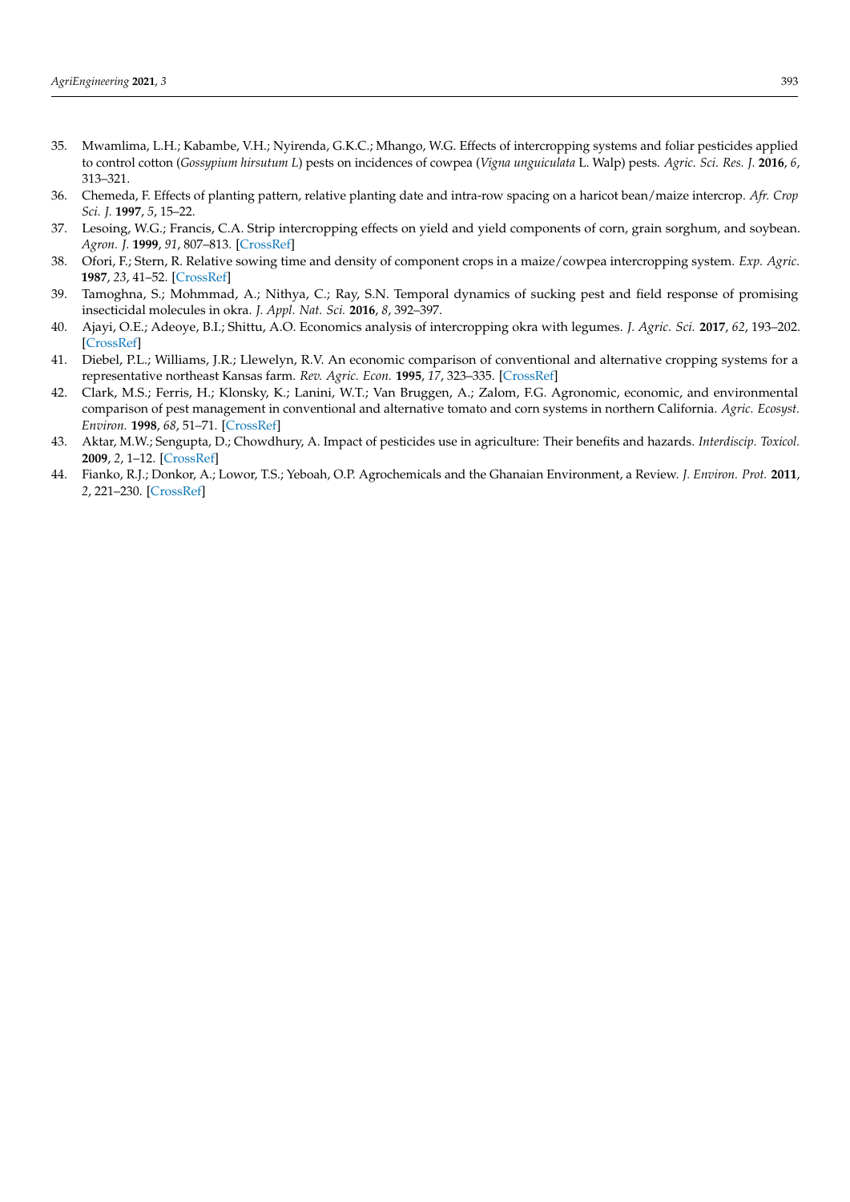35. Mwamlima, L.H.; Kabambe, V.H.; Nyirenda, G.K.C.; Mhango, W.G. Effects of intercropping systems and foliar pesticides applied to control cotton (*Gossypium hirsutum L*) pests on incidences of cowpea (*Vigna unguiculata* L. Walp) pests. *Agric. Sci. Res. J.* **2016**, *6*, 313–321.
36. Chemeda, F. Effects of planting pattern, relative planting date and intra-row spacing on a haricot bean/maize intercrop. *Afr. Crop Sci. J.* **1997**, *5*, 15–22.
37. Lesoing, W.G.; Francis, C.A. Strip intercropping effects on yield and yield components of corn, grain sorghum, and soybean. *Agron. J.* **1999**, *91*, 807–813. [CrossRef]
38. Ofori, F.; Stern, R. Relative sowing time and density of component crops in a maize/cowpea intercropping system. *Exp. Agric.* **1987**, *23*, 41–52. [CrossRef]
39. Tamoghna, S.; Mohmmad, A.; Nithya, C.; Ray, S.N. Temporal dynamics of sucking pest and field response of promising insecticidal molecules in okra. *J. Appl. Nat. Sci.* **2016**, *8*, 392–397.
40. Ajayi, O.E.; Adeoye, B.I.; Shittu, A.O. Economics analysis of intercropping okra with legumes. *J. Agric. Sci.* **2017**, *62*, 193–202. [CrossRef]
41. Diebel, P.L.; Williams, J.R.; Llewelyn, R.V. An economic comparison of conventional and alternative cropping systems for a representative northeast Kansas farm. *Rev. Agric. Econ.* **1995**, *17*, 323–335. [CrossRef]
42. Clark, M.S.; Ferris, H.; Klonsky, K.; Lanini, W.T.; Van Bruggen, A.; Zalom, F.G. Agronomic, economic, and environmental comparison of pest management in conventional and alternative tomato and corn systems in northern California. *Agric. Ecosyst. Environ.* **1998**, *68*, 51–71. [CrossRef]
43. Aktar, M.W.; Sengupta, D.; Chowdhury, A. Impact of pesticides use in agriculture: Their benefits and hazards. *Interdiscip. Toxicol.* **2009**, *2*, 1–12. [CrossRef]
44. Fianko, R.J.; Donkor, A.; Lowor, T.S.; Yeboah, O.P. Agrochemicals and the Ghanaian Environment, a Review. *J. Environ. Prot.* **2011**, *2*, 221–230. [CrossRef]